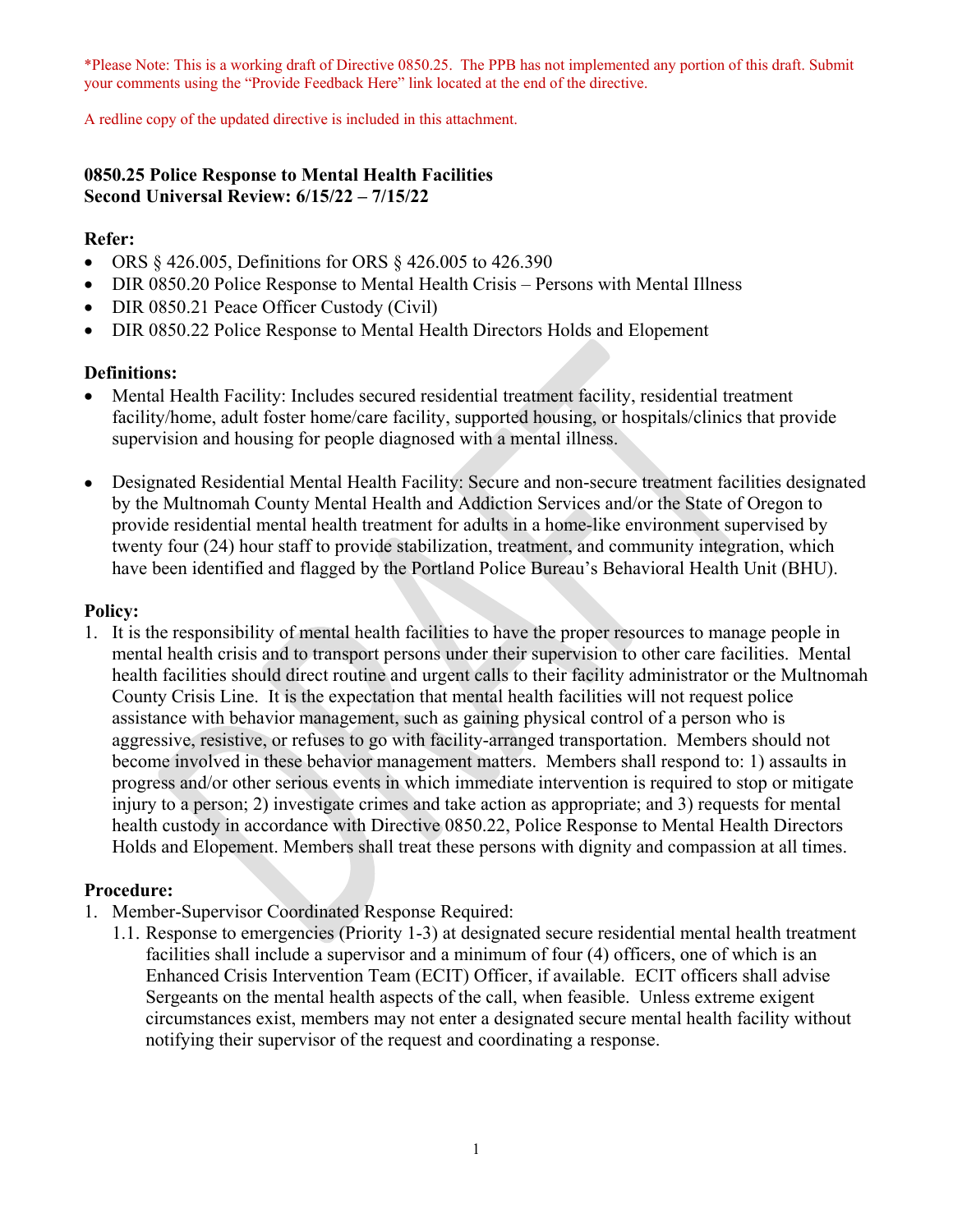*Please Note: This is a working draft of Directive 0850.25. The PPB has not implemented any portion of this draft. Submit your comments using the "Provide Feedback Here" link located at the end of the directive.

A redline copy of the updated directive is included in this attachment.

**0850.25 Police Response to Mental Health Facilities**
**Second Universal Review: 6/15/22 – 7/15/22**

**Refer:**

- ORS § 426.005, Definitions for ORS § 426.005 to 426.390
- DIR 0850.20 Police Response to Mental Health Crisis – Persons with Mental Illness
- DIR 0850.21 Peace Officer Custody (Civil)
- DIR 0850.22 Police Response to Mental Health Directors Holds and Elopement

**Definitions:**

- Mental Health Facility: Includes secured residential treatment facility, residential treatment facility/home, adult foster home/care facility, supported housing, or hospitals/clinics that provide supervision and housing for people diagnosed with a mental illness.

- Designated Residential Mental Health Facility: Secure and non-secure treatment facilities designated by the Multnomah County Mental Health and Addiction Services and/or the State of Oregon to provide residential mental health treatment for adults in a home-like environment supervised by twenty four (24) hour staff to provide stabilization, treatment, and community integration, which have been identified and flagged by the Portland Police Bureau's Behavioral Health Unit (BHU).

**Policy:**

1. It is the responsibility of mental health facilities to have the proper resources to manage people in mental health crisis and to transport persons under their supervision to other care facilities. Mental health facilities should direct routine and urgent calls to their facility administrator or the Multnomah County Crisis Line. It is the expectation that mental health facilities will not request police assistance with behavior management, such as gaining physical control of a person who is aggressive, resistive, or refuses to go with facility-arranged transportation. Members should not become involved in these behavior management matters. Members shall respond to: 1) assaults in progress and/or other serious events in which immediate intervention is required to stop or mitigate injury to a person; 2) investigate crimes and take action as appropriate; and 3) requests for mental health custody in accordance with Directive 0850.22, Police Response to Mental Health Directors Holds and Elopement. Members shall treat these persons with dignity and compassion at all times.

**Procedure:**

1. Member-Supervisor Coordinated Response Required:
   1.1. Response to emergencies (Priority 1-3) at designated secure residential mental health treatment facilities shall include a supervisor and a minimum of four (4) officers, one of which is an Enhanced Crisis Intervention Team (ECIT) Officer, if available. ECIT officers shall advise Sergeants on the mental health aspects of the call, when feasible. Unless extreme exigent circumstances exist, members may not enter a designated secure mental health facility without notifying their supervisor of the request and coordinating a response.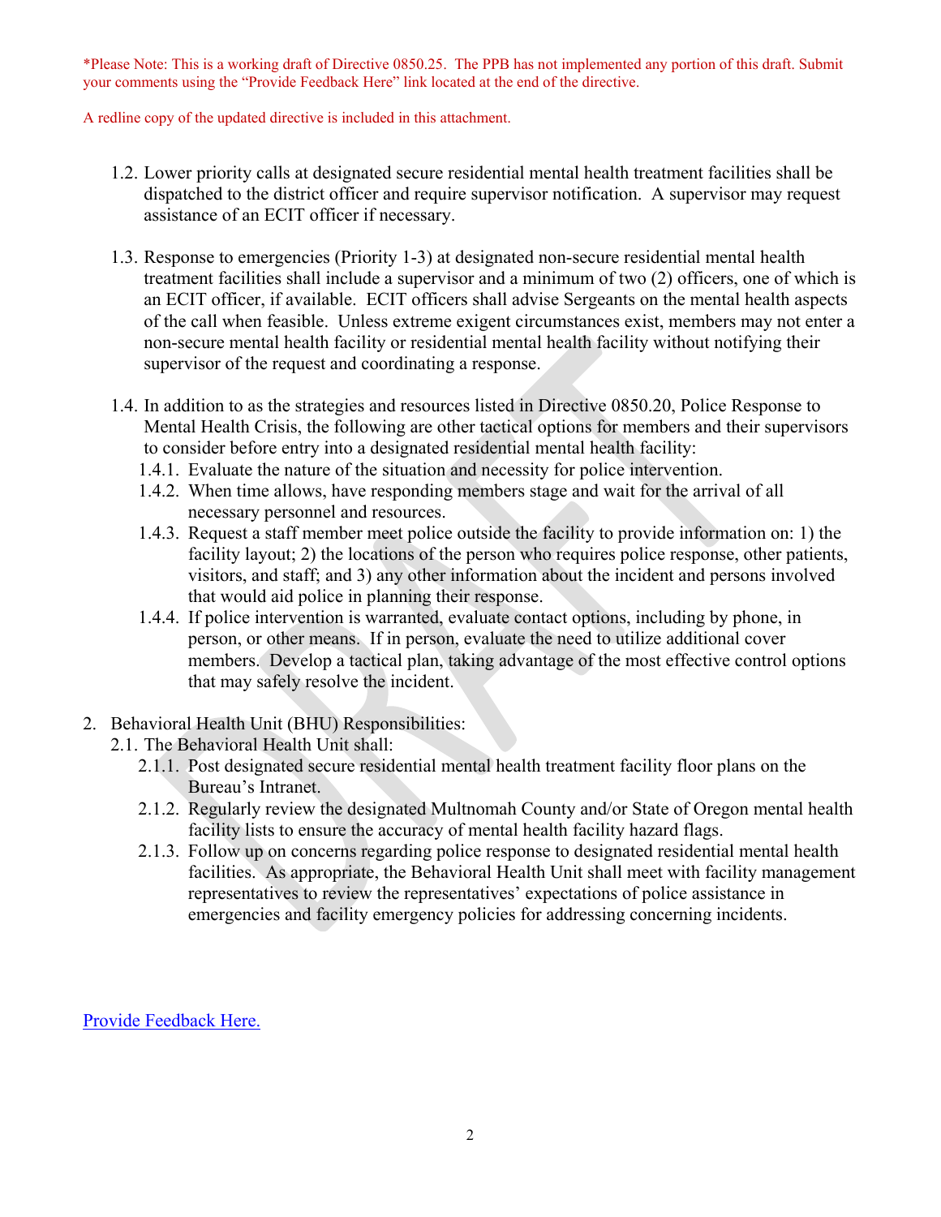*Please Note: This is a working draft of Directive 0850.25. The PPB has not implemented any portion of this draft. Submit your comments using the "Provide Feedback Here" link located at the end of the directive.

A redline copy of the updated directive is included in this attachment.

- 1.2. Lower priority calls at designated secure residential mental health treatment facilities shall be dispatched to the district officer and require supervisor notification. A supervisor may request assistance of an ECIT officer if necessary.

- 1.3. Response to emergencies (Priority 1-3) at designated non-secure residential mental health treatment facilities shall include a supervisor and a minimum of two (2) officers, one of which is an ECIT officer, if available. ECIT officers shall advise Sergeants on the mental health aspects of the call when feasible. Unless extreme exigent circumstances exist, members may not enter a non-secure mental health facility or residential mental health facility without notifying their supervisor of the request and coordinating a response.

- 1.4. In addition to as the strategies and resources listed in Directive 0850.20, Police Response to Mental Health Crisis, the following are other tactical options for members and their supervisors to consider before entry into a designated residential mental health facility:
  - 1.4.1. Evaluate the nature of the situation and necessity for police intervention.
  - 1.4.2. When time allows, have responding members stage and wait for the arrival of all necessary personnel and resources.
  - 1.4.3. Request a staff member meet police outside the facility to provide information on: 1) the facility layout; 2) the locations of the person who requires police response, other patients, visitors, and staff; and 3) any other information about the incident and persons involved that would aid police in planning their response.
  - 1.4.4. If police intervention is warranted, evaluate contact options, including by phone, in person, or other means. If in person, evaluate the need to utilize additional cover members. Develop a tactical plan, taking advantage of the most effective control options that may safely resolve the incident.

2. Behavioral Health Unit (BHU) Responsibilities:
   - 2.1. The Behavioral Health Unit shall:
     - 2.1.1. Post designated secure residential mental health treatment facility floor plans on the Bureau's Intranet.
     - 2.1.2. Regularly review the designated Multnomah County and/or State of Oregon mental health facility lists to ensure the accuracy of mental health facility hazard flags.
     - 2.1.3. Follow up on concerns regarding police response to designated residential mental health facilities. As appropriate, the Behavioral Health Unit shall meet with facility management representatives to review the representatives' expectations of police assistance in emergencies and facility emergency policies for addressing concerning incidents.

Provide Feedback Here.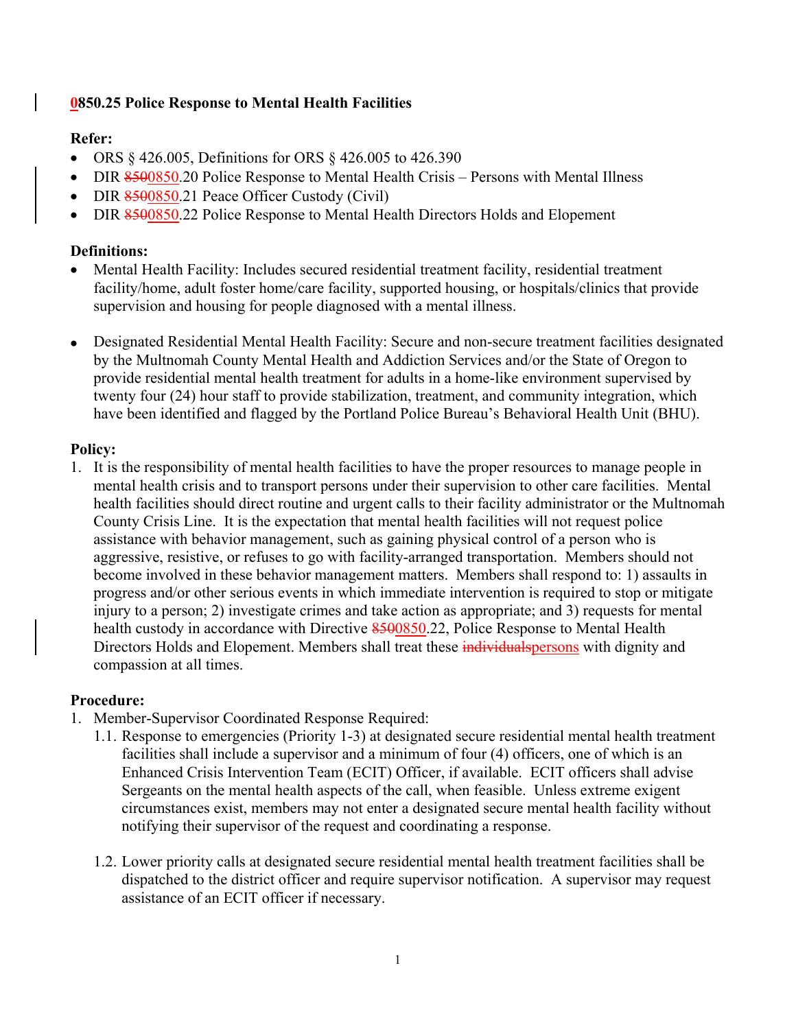## 0850.25 Police Response to Mental Health Facilities

**Refer:**

- ORS § 426.005, Definitions for ORS § 426.005 to 426.390
- DIR ~~850~~0850.20 Police Response to Mental Health Crisis – Persons with Mental Illness
- DIR ~~850~~0850.21 Peace Officer Custody (Civil)
- DIR ~~850~~0850.22 Police Response to Mental Health Directors Holds and Elopement

**Definitions:**

- Mental Health Facility: Includes secured residential treatment facility, residential treatment facility/home, adult foster home/care facility, supported housing, or hospitals/clinics that provide supervision and housing for people diagnosed with a mental illness.

- Designated Residential Mental Health Facility: Secure and non-secure treatment facilities designated by the Multnomah County Mental Health and Addiction Services and/or the State of Oregon to provide residential mental health treatment for adults in a home-like environment supervised by twenty four (24) hour staff to provide stabilization, treatment, and community integration, which have been identified and flagged by the Portland Police Bureau's Behavioral Health Unit (BHU).

**Policy:**

1. It is the responsibility of mental health facilities to have the proper resources to manage people in mental health crisis and to transport persons under their supervision to other care facilities. Mental health facilities should direct routine and urgent calls to their facility administrator or the Multnomah County Crisis Line. It is the expectation that mental health facilities will not request police assistance with behavior management, such as gaining physical control of a person who is aggressive, resistive, or refuses to go with facility-arranged transportation. Members should not become involved in these behavior management matters. Members shall respond to: 1) assaults in progress and/or other serious events in which immediate intervention is required to stop or mitigate injury to a person; 2) investigate crimes and take action as appropriate; and 3) requests for mental health custody in accordance with Directive ~~850~~0850.22, Police Response to Mental Health Directors Holds and Elopement. Members shall treat these ~~individuals~~persons with dignity and compassion at all times.

**Procedure:**

1. Member-Supervisor Coordinated Response Required:
   1.1. Response to emergencies (Priority 1-3) at designated secure residential mental health treatment facilities shall include a supervisor and a minimum of four (4) officers, one of which is an Enhanced Crisis Intervention Team (ECIT) Officer, if available. ECIT officers shall advise Sergeants on the mental health aspects of the call, when feasible. Unless extreme exigent circumstances exist, members may not enter a designated secure mental health facility without notifying their supervisor of the request and coordinating a response.

   1.2. Lower priority calls at designated secure residential mental health treatment facilities shall be dispatched to the district officer and require supervisor notification. A supervisor may request assistance of an ECIT officer if necessary.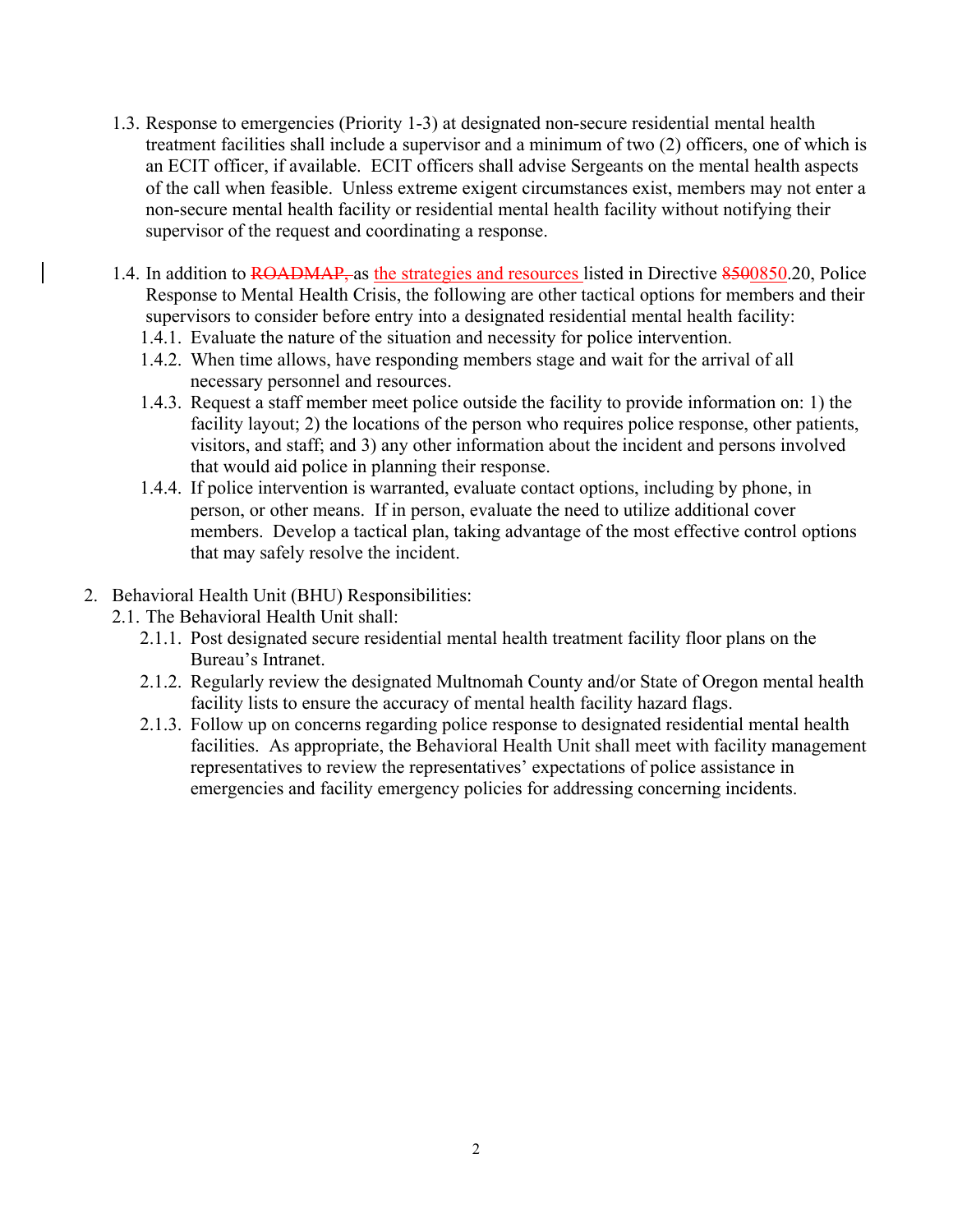1.3. Response to emergencies (Priority 1-3) at designated non-secure residential mental health treatment facilities shall include a supervisor and a minimum of two (2) officers, one of which is an ECIT officer, if available. ECIT officers shall advise Sergeants on the mental health aspects of the call when feasible. Unless extreme exigent circumstances exist, members may not enter a non-secure mental health facility or residential mental health facility without notifying their supervisor of the request and coordinating a response.

1.4. In addition to ~~ROADMAP,~~ as the strategies and resources listed in Directive ~~8500~~850.20, Police Response to Mental Health Crisis, the following are other tactical options for members and their supervisors to consider before entry into a designated residential mental health facility:

- 1.4.1. Evaluate the nature of the situation and necessity for police intervention.
- 1.4.2. When time allows, have responding members stage and wait for the arrival of all necessary personnel and resources.
- 1.4.3. Request a staff member meet police outside the facility to provide information on: 1) the facility layout; 2) the locations of the person who requires police response, other patients, visitors, and staff; and 3) any other information about the incident and persons involved that would aid police in planning their response.
- 1.4.4. If police intervention is warranted, evaluate contact options, including by phone, in person, or other means. If in person, evaluate the need to utilize additional cover members. Develop a tactical plan, taking advantage of the most effective control options that may safely resolve the incident.

2. Behavioral Health Unit (BHU) Responsibilities:

2.1. The Behavioral Health Unit shall:

- 2.1.1. Post designated secure residential mental health treatment facility floor plans on the Bureau's Intranet.
- 2.1.2. Regularly review the designated Multnomah County and/or State of Oregon mental health facility lists to ensure the accuracy of mental health facility hazard flags.
- 2.1.3. Follow up on concerns regarding police response to designated residential mental health facilities. As appropriate, the Behavioral Health Unit shall meet with facility management representatives to review the representatives' expectations of police assistance in emergencies and facility emergency policies for addressing concerning incidents.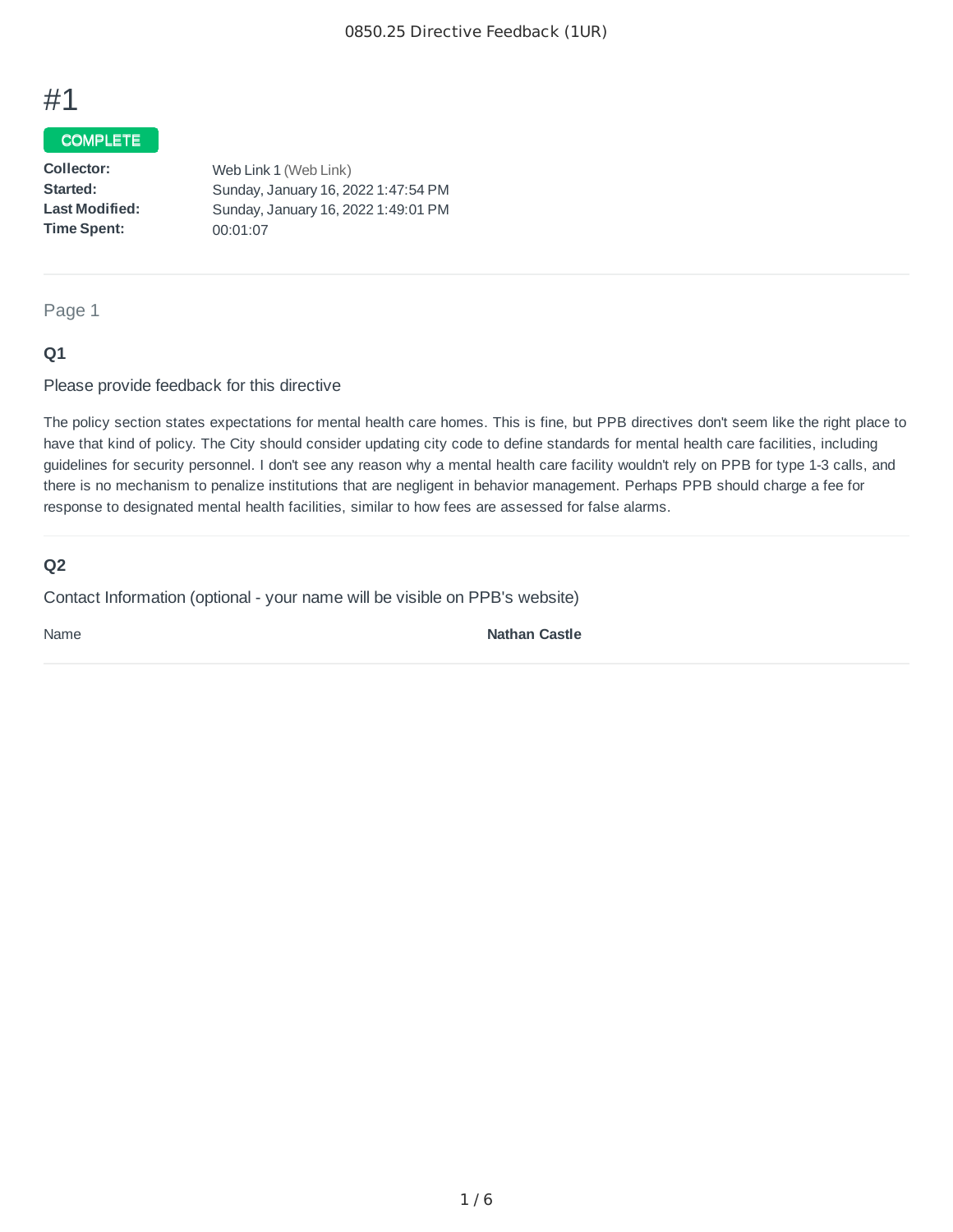# #1

COMPLETE

| | |
|---|---|
| **Collector:** | Web Link 1 (Web Link) |
| **Started:** | Sunday, January 16, 2022 1:47:54 PM |
| **Last Modified:** | Sunday, January 16, 2022 1:49:01 PM |
| **Time Spent:** | 00:01:07 |

---

Page 1

### Q1

Please provide feedback for this directive

The policy section states expectations for mental health care homes. This is fine, but PPB directives don't seem like the right place to have that kind of policy. The City should consider updating city code to define standards for mental health care facilities, including guidelines for security personnel. I don't see any reason why a mental health care facility wouldn't rely on PPB for type 1-3 calls, and there is no mechanism to penalize institutions that are negligent in behavior management. Perhaps PPB should charge a fee for response to designated mental health facilities, similar to how fees are assessed for false alarms.

---

### Q2

Contact Information (optional - your name will be visible on PPB's website)

| | |
|---|---|
| Name | **Nathan Castle** |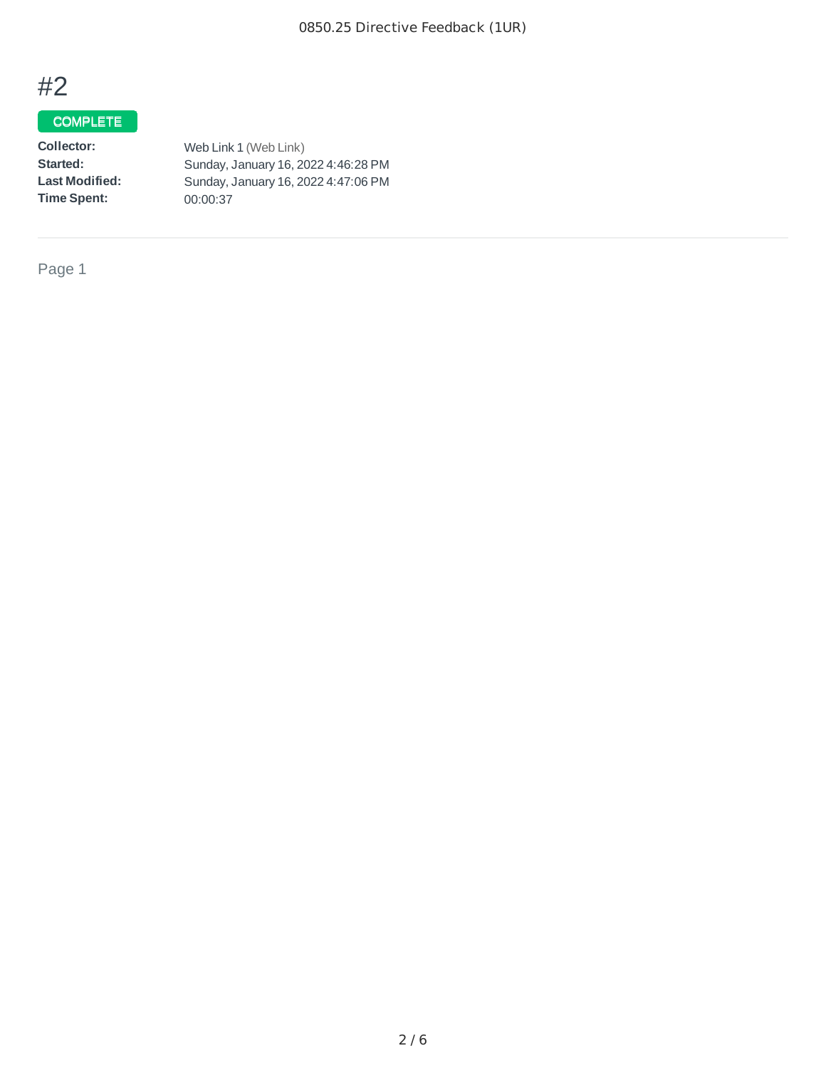# #2

COMPLETE

| | |
|---|---|
| **Collector:** | Web Link 1 (Web Link) |
| **Started:** | Sunday, January 16, 2022 4:46:28 PM |
| **Last Modified:** | Sunday, January 16, 2022 4:47:06 PM |
| **Time Spent:** | 00:00:37 |

---

Page 1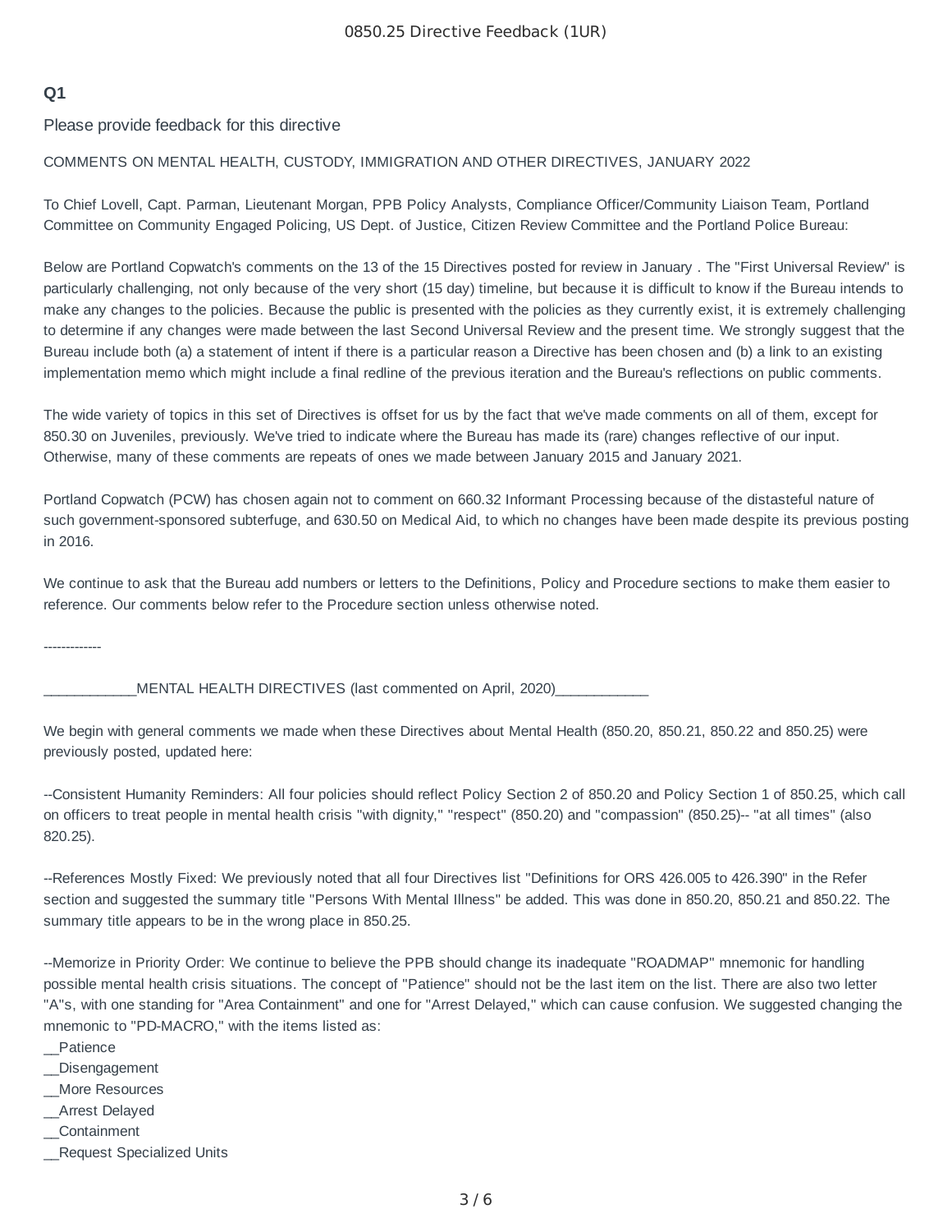0850.25 Directive Feedback (1UR)

**Q1**

Please provide feedback for this directive

COMMENTS ON MENTAL HEALTH, CUSTODY, IMMIGRATION AND OTHER DIRECTIVES, JANUARY 2022

To Chief Lovell, Capt. Parman, Lieutenant Morgan, PPB Policy Analysts, Compliance Officer/Community Liaison Team, Portland Committee on Community Engaged Policing, US Dept. of Justice, Citizen Review Committee and the Portland Police Bureau:

Below are Portland Copwatch's comments on the 13 of the 15 Directives posted for review in January . The "First Universal Review" is particularly challenging, not only because of the very short (15 day) timeline, but because it is difficult to know if the Bureau intends to make any changes to the policies. Because the public is presented with the policies as they currently exist, it is extremely challenging to determine if any changes were made between the last Second Universal Review and the present time. We strongly suggest that the Bureau include both (a) a statement of intent if there is a particular reason a Directive has been chosen and (b) a link to an existing implementation memo which might include a final redline of the previous iteration and the Bureau's reflections on public comments.

The wide variety of topics in this set of Directives is offset for us by the fact that we've made comments on all of them, except for 850.30 on Juveniles, previously. We've tried to indicate where the Bureau has made its (rare) changes reflective of our input. Otherwise, many of these comments are repeats of ones we made between January 2015 and January 2021.

Portland Copwatch (PCW) has chosen again not to comment on 660.32 Informant Processing because of the distasteful nature of such government-sponsored subterfuge, and 630.50 on Medical Aid, to which no changes have been made despite its previous posting in 2016.

We continue to ask that the Bureau add numbers or letters to the Definitions, Policy and Procedure sections to make them easier to reference. Our comments below refer to the Procedure section unless otherwise noted.

-------------

____________MENTAL HEALTH DIRECTIVES (last commented on April, 2020)____________

We begin with general comments we made when these Directives about Mental Health (850.20, 850.21, 850.22 and 850.25) were previously posted, updated here:

--Consistent Humanity Reminders: All four policies should reflect Policy Section 2 of 850.20 and Policy Section 1 of 850.25, which call on officers to treat people in mental health crisis "with dignity," "respect" (850.20) and "compassion" (850.25)-- "at all times" (also 820.25).

--References Mostly Fixed: We previously noted that all four Directives list "Definitions for ORS 426.005 to 426.390" in the Refer section and suggested the summary title "Persons With Mental Illness" be added. This was done in 850.20, 850.21 and 850.22. The summary title appears to be in the wrong place in 850.25.

--Memorize in Priority Order: We continue to believe the PPB should change its inadequate "ROADMAP" mnemonic for handling possible mental health crisis situations. The concept of "Patience" should not be the last item on the list. There are also two letter "A"s, with one standing for "Area Containment" and one for "Arrest Delayed," which can cause confusion. We suggested changing the mnemonic to "PD-MACRO," with the items listed as:
__Patience
__Disengagement
__More Resources
__Arrest Delayed
__Containment
__Request Specialized Units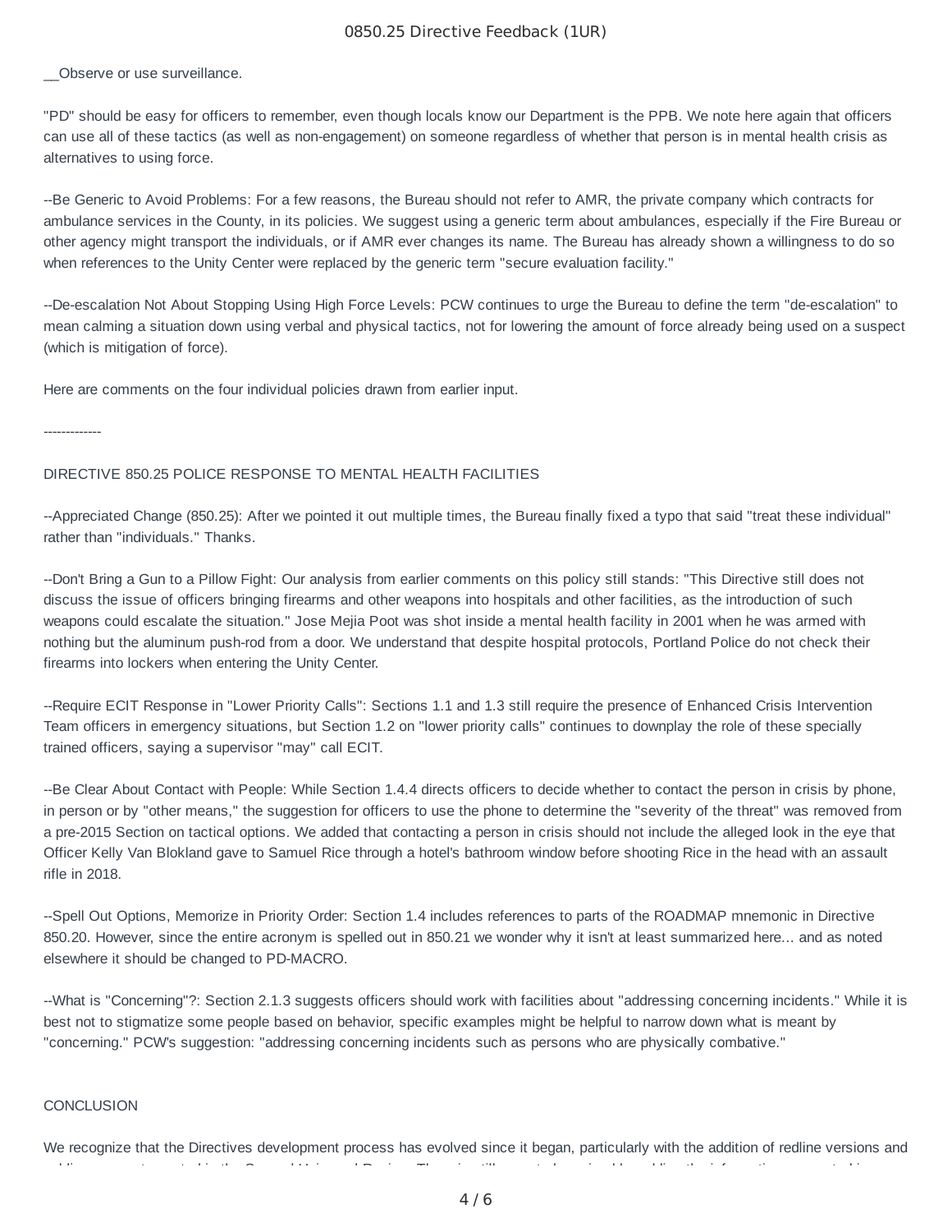__Observe or use surveillance.

"PD" should be easy for officers to remember, even though locals know our Department is the PPB. We note here again that officers can use all of these tactics (as well as non-engagement) on someone regardless of whether that person is in mental health crisis as alternatives to using force.

--Be Generic to Avoid Problems: For a few reasons, the Bureau should not refer to AMR, the private company which contracts for ambulance services in the County, in its policies. We suggest using a generic term about ambulances, especially if the Fire Bureau or other agency might transport the individuals, or if AMR ever changes its name. The Bureau has already shown a willingness to do so when references to the Unity Center were replaced by the generic term "secure evaluation facility."

--De-escalation Not About Stopping Using High Force Levels: PCW continues to urge the Bureau to define the term "de-escalation" to mean calming a situation down using verbal and physical tactics, not for lowering the amount of force already being used on a suspect (which is mitigation of force).

Here are comments on the four individual policies drawn from earlier input.

-------------

DIRECTIVE 850.25 POLICE RESPONSE TO MENTAL HEALTH FACILITIES

--Appreciated Change (850.25): After we pointed it out multiple times, the Bureau finally fixed a typo that said "treat these individual" rather than "individuals." Thanks.

--Don't Bring a Gun to a Pillow Fight: Our analysis from earlier comments on this policy still stands: "This Directive still does not discuss the issue of officers bringing firearms and other weapons into hospitals and other facilities, as the introduction of such weapons could escalate the situation." Jose Mejia Poot was shot inside a mental health facility in 2001 when he was armed with nothing but the aluminum push-rod from a door. We understand that despite hospital protocols, Portland Police do not check their firearms into lockers when entering the Unity Center.

--Require ECIT Response in "Lower Priority Calls": Sections 1.1 and 1.3 still require the presence of Enhanced Crisis Intervention Team officers in emergency situations, but Section 1.2 on "lower priority calls" continues to downplay the role of these specially trained officers, saying a supervisor "may" call ECIT.

--Be Clear About Contact with People: While Section 1.4.4 directs officers to decide whether to contact the person in crisis by phone, in person or by "other means," the suggestion for officers to use the phone to determine the "severity of the threat" was removed from a pre-2015 Section on tactical options. We added that contacting a person in crisis should not include the alleged look in the eye that Officer Kelly Van Blokland gave to Samuel Rice through a hotel's bathroom window before shooting Rice in the head with an assault rifle in 2018.

--Spell Out Options, Memorize in Priority Order: Section 1.4 includes references to parts of the ROADMAP mnemonic in Directive 850.20. However, since the entire acronym is spelled out in 850.21 we wonder why it isn't at least summarized here... and as noted elsewhere it should be changed to PD-MACRO.

--What is "Concerning"?: Section 2.1.3 suggests officers should work with facilities about "addressing concerning incidents." While it is best not to stigmatize some people based on behavior, specific examples might be helpful to narrow down what is meant by "concerning." PCW's suggestion: "addressing concerning incidents such as persons who are physically combative."

CONCLUSION

We recognize that the Directives development process has evolved since it began, particularly with the addition of redline versions and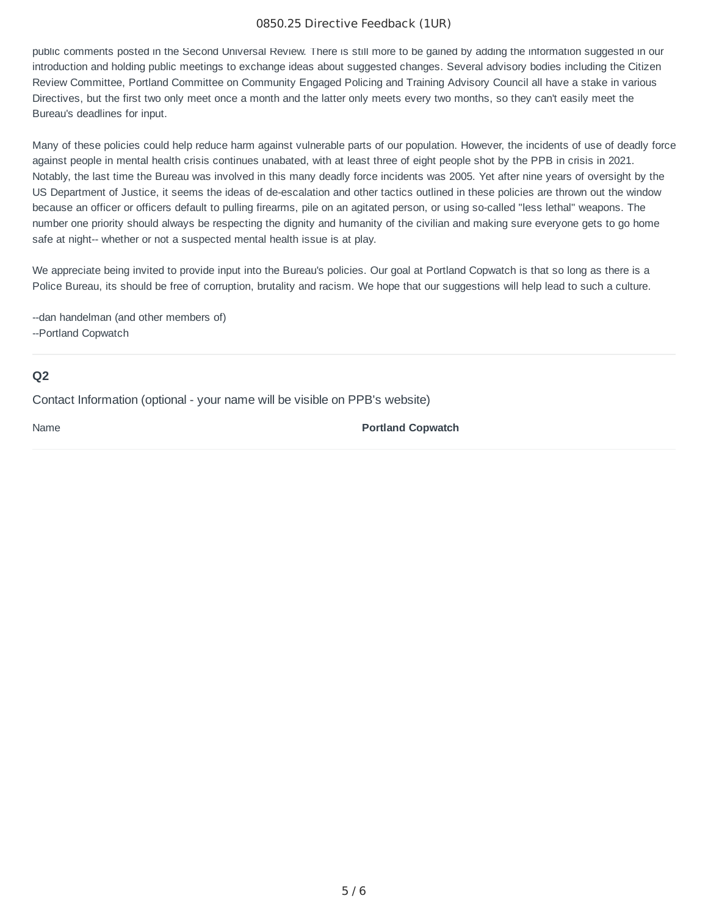public comments posted in the Second Universal Review. There is still more to be gained by adding the information suggested in our introduction and holding public meetings to exchange ideas about suggested changes. Several advisory bodies including the Citizen Review Committee, Portland Committee on Community Engaged Policing and Training Advisory Council all have a stake in various Directives, but the first two only meet once a month and the latter only meets every two months, so they can't easily meet the Bureau's deadlines for input.

Many of these policies could help reduce harm against vulnerable parts of our population. However, the incidents of use of deadly force against people in mental health crisis continues unabated, with at least three of eight people shot by the PPB in crisis in 2021. Notably, the last time the Bureau was involved in this many deadly force incidents was 2005. Yet after nine years of oversight by the US Department of Justice, it seems the ideas of de-escalation and other tactics outlined in these policies are thrown out the window because an officer or officers default to pulling firearms, pile on an agitated person, or using so-called "less lethal" weapons. The number one priority should always be respecting the dignity and humanity of the civilian and making sure everyone gets to go home safe at night-- whether or not a suspected mental health issue is at play.

We appreciate being invited to provide input into the Bureau's policies. Our goal at Portland Copwatch is that so long as there is a Police Bureau, its should be free of corruption, brutality and racism. We hope that our suggestions will help lead to such a culture.

--dan handelman (and other members of)
--Portland Copwatch

---

**Q2**

Contact Information (optional - your name will be visible on PPB's website)

| Name | **Portland Copwatch** |
|---|---|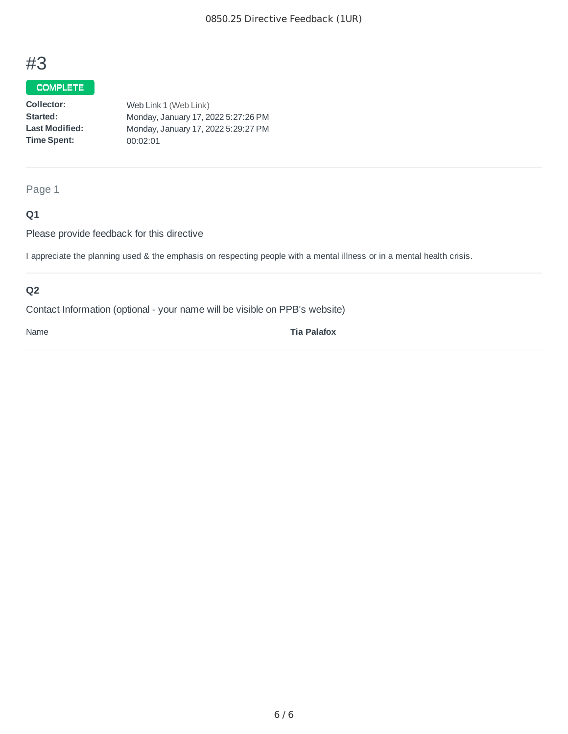# #3

**COMPLETE**

| | |
|---|---|
| **Collector:** | Web Link 1 (Web Link) |
| **Started:** | Monday, January 17, 2022 5:27:26 PM |
| **Last Modified:** | Monday, January 17, 2022 5:29:27 PM |
| **Time Spent:** | 00:02:01 |

---

Page 1

**Q1**

Please provide feedback for this directive

I appreciate the planning used & the emphasis on respecting people with a mental illness or in a mental health crisis.

---

**Q2**

Contact Information (optional - your name will be visible on PPB's website)

| | |
|---|---|
| Name | **Tia Palafox** |